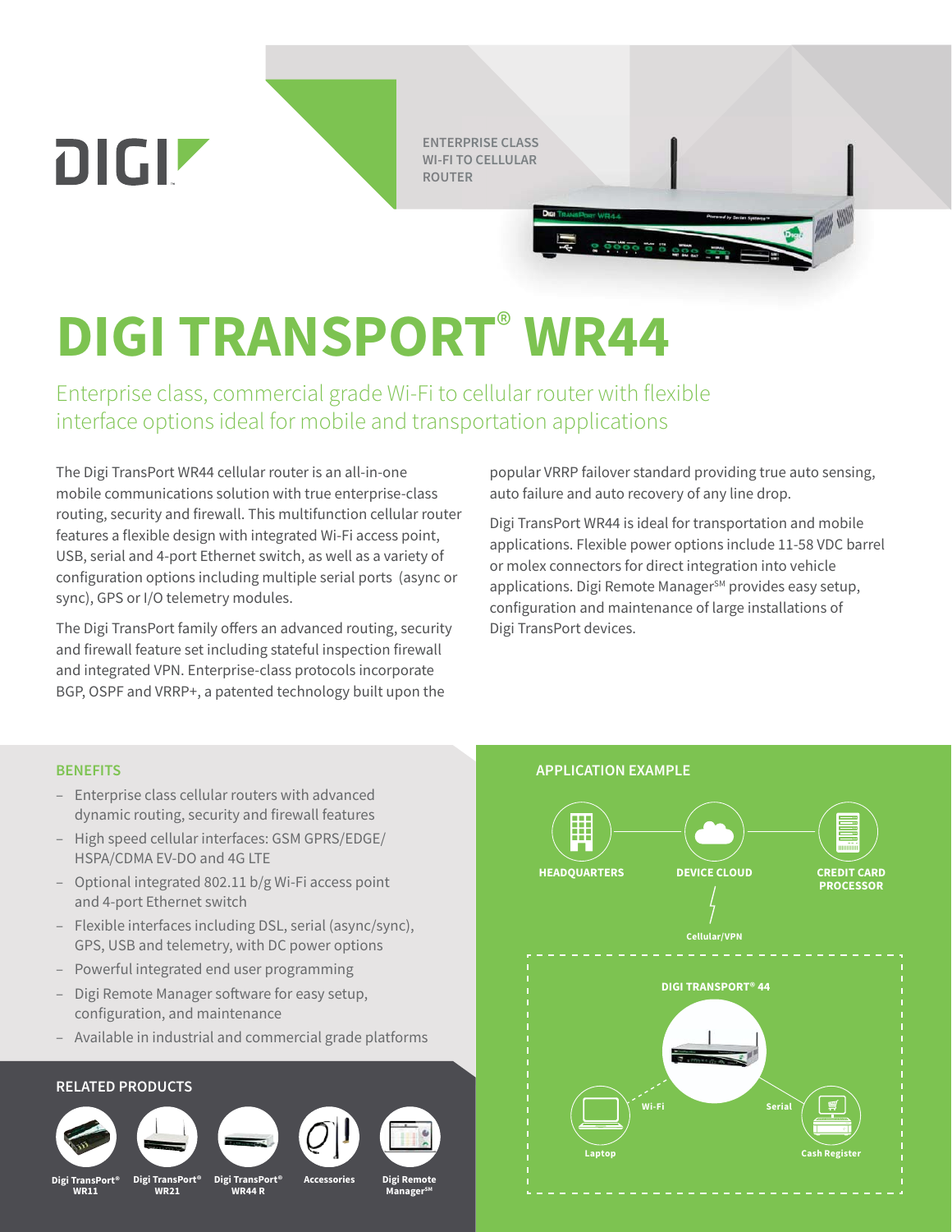DIGI

ENTERPRISE CLASS
WI-FI TO CELLULAR
ROUTER

# DIGI TRANSPORT® WR44

## Enterprise class, commercial grade Wi-Fi to cellular router with flexible interface options ideal for mobile and transportation applications

The Digi TransPort WR44 cellular router is an all-in-one mobile communications solution with true enterprise-class routing, security and firewall. This multifunction cellular router features a flexible design with integrated Wi-Fi access point, USB, serial and 4-port Ethernet switch, as well as a variety of configuration options including multiple serial ports (async or sync), GPS or I/O telemetry modules.

The Digi TransPort family offers an advanced routing, security and firewall feature set including stateful inspection firewall and integrated VPN. Enterprise-class protocols incorporate BGP, OSPF and VRRP+, a patented technology built upon the popular VRRP failover standard providing true auto sensing, auto failure and auto recovery of any line drop.

Digi TransPort WR44 is ideal for transportation and mobile applications. Flexible power options include 11-58 VDC barrel or molex connectors for direct integration into vehicle applications. Digi Remote Manager℠ provides easy setup, configuration and maintenance of large installations of Digi TransPort devices.

### BENEFITS

- Enterprise class cellular routers with advanced dynamic routing, security and firewall features
- High speed cellular interfaces: GSM GPRS/EDGE/ HSPA/CDMA EV-DO and 4G LTE
- Optional integrated 802.11 b/g Wi-Fi access point and 4-port Ethernet switch
- Flexible interfaces including DSL, serial (async/sync), GPS, USB and telemetry, with DC power options
- Powerful integrated end user programming
- Digi Remote Manager software for easy setup, configuration, and maintenance
- Available in industrial and commercial grade platforms

### RELATED PRODUCTS

Digi TransPort® WR11 | Digi TransPort® WR21 | Digi TransPort® WR44 R | Accessories | Digi Remote Manager℠

### APPLICATION EXAMPLE

HEADQUARTERS — DEVICE CLOUD — CREDIT CARD PROCESSOR

Cellular/VPN

DIGI TRANSPORT® 44

Wi-Fi: Laptop

Serial: Cash Register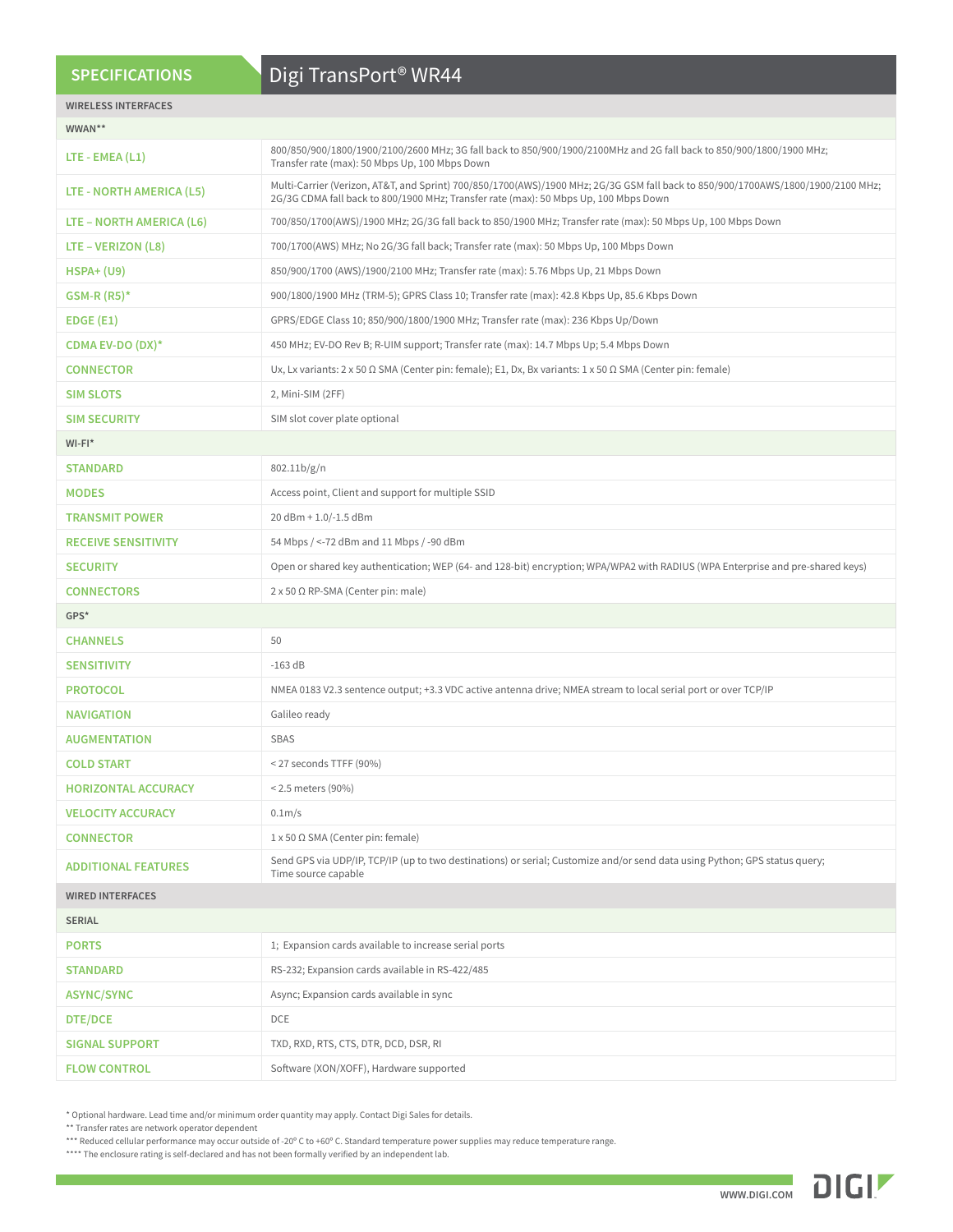## SPECIFICATIONS — Digi TransPort® WR44

| WIRELESS INTERFACES | |
|---|---|
| **WWAN**** | |
| LTE - EMEA (L1) | 800/850/900/1800/1900/2100/2600 MHz; 3G fall back to 850/900/1900/2100MHz and 2G fall back to 850/900/1800/1900 MHz; Transfer rate (max): 50 Mbps Up, 100 Mbps Down |
| LTE - NORTH AMERICA (L5) | Multi-Carrier (Verizon, AT&T, and Sprint) 700/850/1700(AWS)/1900 MHz; 2G/3G GSM fall back to 850/900/1700AWS/1800/1900/2100 MHz; 2G/3G CDMA fall back to 800/1900 MHz; Transfer rate (max): 50 Mbps Up, 100 Mbps Down |
| LTE – NORTH AMERICA (L6) | 700/850/1700(AWS)/1900 MHz; 2G/3G fall back to 850/1900 MHz; Transfer rate (max): 50 Mbps Up, 100 Mbps Down |
| LTE – VERIZON (L8) | 700/1700(AWS) MHz; No 2G/3G fall back; Transfer rate (max): 50 Mbps Up, 100 Mbps Down |
| HSPA+ (U9) | 850/900/1700 (AWS)/1900/2100 MHz; Transfer rate (max): 5.76 Mbps Up, 21 Mbps Down |
| GSM-R (R5)* | 900/1800/1900 MHz (TRM-5); GPRS Class 10; Transfer rate (max): 42.8 Kbps Up, 85.6 Kbps Down |
| EDGE (E1) | GPRS/EDGE Class 10; 850/900/1800/1900 MHz; Transfer rate (max): 236 Kbps Up/Down |
| CDMA EV-DO (DX)* | 450 MHz; EV-DO Rev B; R-UIM support; Transfer rate (max): 14.7 Mbps Up; 5.4 Mbps Down |
| CONNECTOR | Ux, Lx variants: 2 x 50 Ω SMA (Center pin: female); E1, Dx, Bx variants: 1 x 50 Ω SMA (Center pin: female) |
| SIM SLOTS | 2, Mini-SIM (2FF) |
| SIM SECURITY | SIM slot cover plate optional |
| **WI-FI*** | |
| STANDARD | 802.11b/g/n |
| MODES | Access point, Client and support for multiple SSID |
| TRANSMIT POWER | 20 dBm + 1.0/-1.5 dBm |
| RECEIVE SENSITIVITY | 54 Mbps / <-72 dBm and 11 Mbps / -90 dBm |
| SECURITY | Open or shared key authentication; WEP (64- and 128-bit) encryption; WPA/WPA2 with RADIUS (WPA Enterprise and pre-shared keys) |
| CONNECTORS | 2 x 50 Ω RP-SMA (Center pin: male) |
| **GPS*** | |
| CHANNELS | 50 |
| SENSITIVITY | -163 dB |
| PROTOCOL | NMEA 0183 V2.3 sentence output; +3.3 VDC active antenna drive; NMEA stream to local serial port or over TCP/IP |
| NAVIGATION | Galileo ready |
| AUGMENTATION | SBAS |
| COLD START | < 27 seconds TTFF (90%) |
| HORIZONTAL ACCURACY | < 2.5 meters (90%) |
| VELOCITY ACCURACY | 0.1m/s |
| CONNECTOR | 1 x 50 Ω SMA (Center pin: female) |
| ADDITIONAL FEATURES | Send GPS via UDP/IP, TCP/IP (up to two destinations) or serial; Customize and/or send data using Python; GPS status query; Time source capable |
| **WIRED INTERFACES** | |
| **SERIAL** | |
| PORTS | 1; Expansion cards available to increase serial ports |
| STANDARD | RS-232; Expansion cards available in RS-422/485 |
| ASYNC/SYNC | Async; Expansion cards available in sync |
| DTE/DCE | DCE |
| SIGNAL SUPPORT | TXD, RXD, RTS, CTS, DTR, DCD, DSR, RI |
| FLOW CONTROL | Software (XON/XOFF), Hardware supported |

\* Optional hardware. Lead time and/or minimum order quantity may apply. Contact Digi Sales for details.

\** Transfer rates are network operator dependent

\*** Reduced cellular performance may occur outside of -20° C to +60° C. Standard temperature power supplies may reduce temperature range.

\**** The enclosure rating is self-declared and has not been formally verified by an independent lab.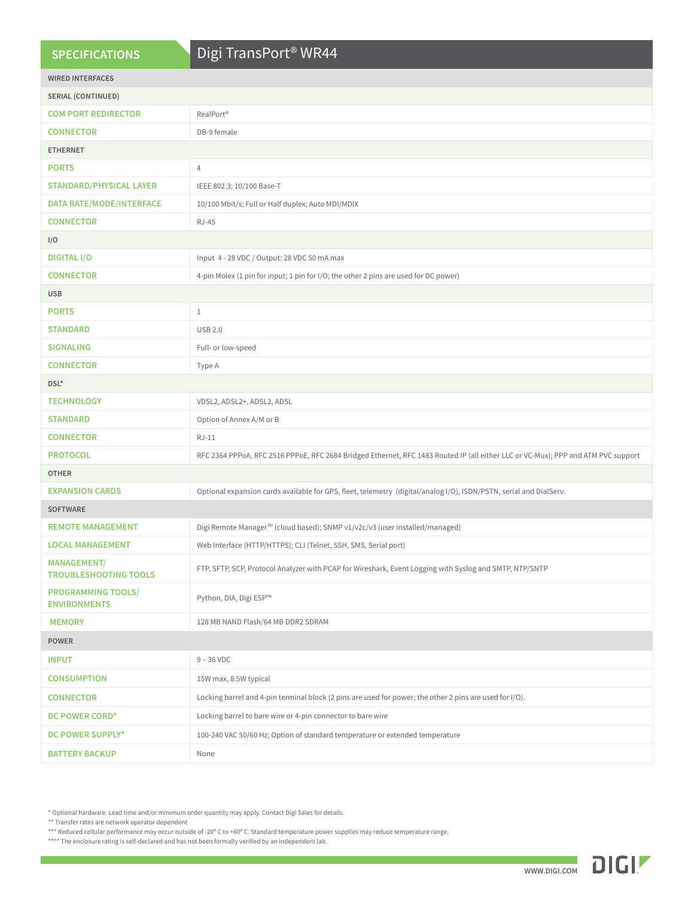## SPECIFICATIONS — Digi TransPort® WR44

| WIRED INTERFACES | |
|---|---|
| **SERIAL (CONTINUED)** | |
| COM PORT REDIRECTOR | RealPort® |
| CONNECTOR | DB-9 female |
| **ETHERNET** | |
| PORTS | 4 |
| STANDARD/PHYSICAL LAYER | IEEE 802.3; 10/100 Base-T |
| DATA RATE/MODE/INTERFACE | 10/100 Mbit/s; Full or Half duplex; Auto MDI/MDIX |
| CONNECTOR | RJ-45 |
| **I/O** | |
| DIGITAL I/O | Input 4 - 28 VDC / Output: 28 VDC 50 mA max |
| CONNECTOR | 4-pin Molex (1 pin for input; 1 pin for I/O; the other 2 pins are used for DC power) |
| **USB** | |
| PORTS | 1 |
| STANDARD | USB 2.0 |
| SIGNALING | Full- or low-speed |
| CONNECTOR | Type A |
| **DSL*** | |
| TECHNOLOGY | VDSL2, ADSL2+, ADSL2, ADSL |
| STANDARD | Option of Annex A/M or B |
| CONNECTOR | RJ-11 |
| PROTOCOL | RFC 2364 PPPoA, RFC 2516 PPPoE, RFC 2684 Bridged Ethernet, RFC 1483 Routed IP (all either LLC or VC-Mux); PPP and ATM PVC support |
| **OTHER** | |
| EXPANSION CARDS | Optional expansion cards available for GPS, fleet, telemetry (digital/analog I/O), ISDN/PSTN, serial and DialServ. |
| **SOFTWARE** | |
| REMOTE MANAGEMENT | Digi Remote Manager℠ (cloud based); SNMP v1/v2c/v3 (user installed/managed) |
| LOCAL MANAGEMENT | Web Interface (HTTP/HTTPS); CLI (Telnet, SSH, SMS, Serial port) |
| MANAGEMENT/ TROUBLESHOOTING TOOLS | FTP, SFTP, SCP, Protocol Analyzer with PCAP for Wireshark, Event Logging with Syslog and SMTP, NTP/SNTP |
| PROGRAMMING TOOLS/ ENVIRONMENTS | Python, DIA, Digi ESP™ |
| MEMORY | 128 MB NAND Flash/64 MB DDR2 SDRAM |
| **POWER** | |
| INPUT | 9 – 36 VDC |
| CONSUMPTION | 15W max, 8.5W typical |
| CONNECTOR | Locking barrel and 4-pin terminal block (2 pins are used for power; the other 2 pins are used for I/O). |
| DC POWER CORD* | Locking barrel to bare wire or 4-pin connector to bare wire |
| DC POWER SUPPLY* | 100-240 VAC 50/60 Hz; Option of standard temperature or extended temperature |
| BATTERY BACKUP | None |

\* Optional hardware. Lead time and/or minimum order quantity may apply. Contact Digi Sales for details.
** Transfer rates are network operator dependent
*** Reduced cellular performance may occur outside of -20º C to +60º C. Standard temperature power supplies may reduce temperature range.
**** The enclosure rating is self-declared and has not been formally verified by an independent lab.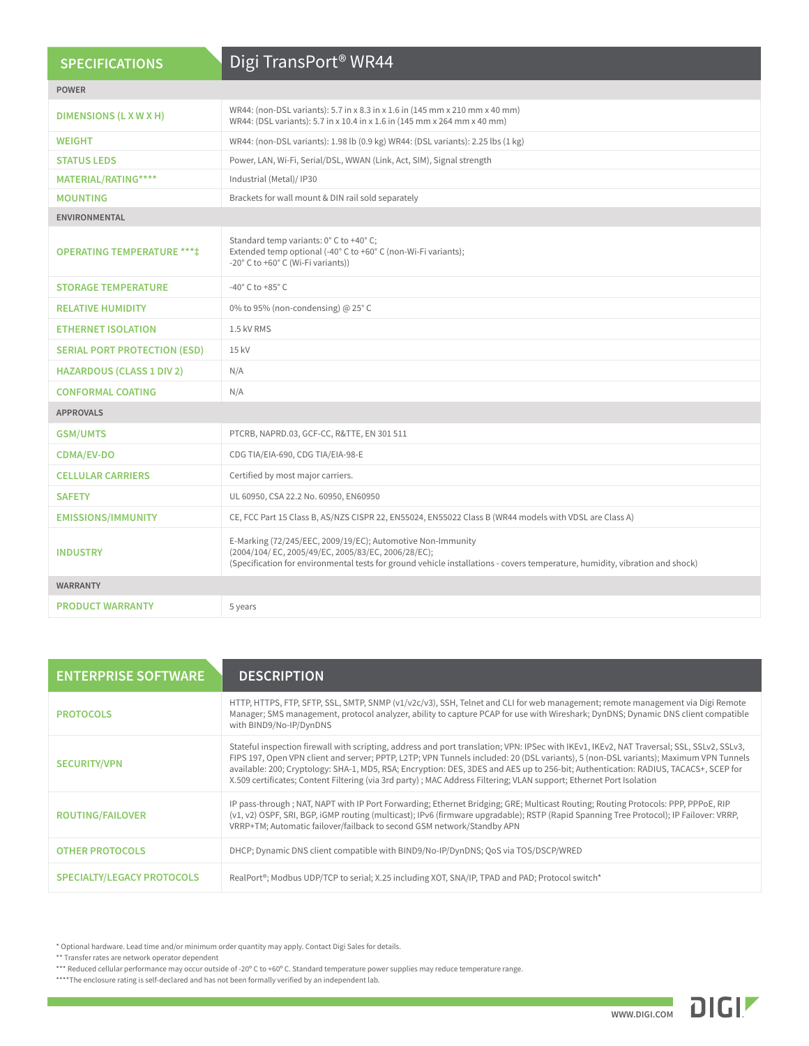| SPECIFICATIONS | Digi TransPort® WR44 |
|---|---|
| **POWER** | |
| DIMENSIONS (L X W X H) | WR44: (non-DSL variants): 5.7 in x 8.3 in x 1.6 in (145 mm x 210 mm x 40 mm)<br>WR44: (DSL variants): 5.7 in x 10.4 in x 1.6 in (145 mm x 264 mm x 40 mm) |
| WEIGHT | WR44: (non-DSL variants): 1.98 lb (0.9 kg) WR44: (DSL variants): 2.25 lbs (1 kg) |
| STATUS LEDS | Power, LAN, Wi-Fi, Serial/DSL, WWAN (Link, Act, SIM), Signal strength |
| MATERIAL/RATING**** | Industrial (Metal)/ IP30 |
| MOUNTING | Brackets for wall mount & DIN rail sold separately |
| **ENVIRONMENTAL** | |
| OPERATING TEMPERATURE ***‡ | Standard temp variants: 0° C to +40° C;<br>Extended temp optional (-40° C to +60° C (non-Wi-Fi variants);<br>-20° C to +60° C (Wi-Fi variants)) |
| STORAGE TEMPERATURE | -40° C to +85° C |
| RELATIVE HUMIDITY | 0% to 95% (non-condensing) @ 25° C |
| ETHERNET ISOLATION | 1.5 kV RMS |
| SERIAL PORT PROTECTION (ESD) | 15 kV |
| HAZARDOUS (CLASS 1 DIV 2) | N/A |
| CONFORMAL COATING | N/A |
| **APPROVALS** | |
| GSM/UMTS | PTCRB, NAPRD.03, GCF-CC, R&TTE, EN 301 511 |
| CDMA/EV-DO | CDG TIA/EIA-690, CDG TIA/EIA-98-E |
| CELLULAR CARRIERS | Certified by most major carriers. |
| SAFETY | UL 60950, CSA 22.2 No. 60950, EN60950 |
| EMISSIONS/IMMUNITY | CE, FCC Part 15 Class B, AS/NZS CISPR 22, EN55024, EN55022 Class B (WR44 models with VDSL are Class A) |
| INDUSTRY | E-Marking (72/245/EEC, 2009/19/EC); Automotive Non-Immunity<br>(2004/104/ EC, 2005/49/EC, 2005/83/EC, 2006/28/EC);<br>(Specification for environmental tests for ground vehicle installations - covers temperature, humidity, vibration and shock) |
| **WARRANTY** | |
| PRODUCT WARRANTY | 5 years |

| ENTERPRISE SOFTWARE | DESCRIPTION |
|---|---|
| PROTOCOLS | HTTP, HTTPS, FTP, SFTP, SSL, SMTP, SNMP (v1/v2c/v3), SSH, Telnet and CLI for web management; remote management via Digi Remote Manager; SMS management, protocol analyzer, ability to capture PCAP for use with Wireshark; DynDNS; Dynamic DNS client compatible with BIND9/No-IP/DynDNS |
| SECURITY/VPN | Stateful inspection firewall with scripting, address and port translation; VPN: IPSec with IKEv1, IKEv2, NAT Traversal; SSL, SSLv2, SSLv3, FIPS 197, Open VPN client and server; PPTP, L2TP; VPN Tunnels included: 20 (DSL variants), 5 (non-DSL variants); Maximum VPN Tunnels available: 200; Cryptology: SHA-1, MD5, RSA; Encryption: DES, 3DES and AES up to 256-bit; Authentication: RADIUS, TACACS+, SCEP for X.509 certificates; Content Filtering (via 3rd party) ; MAC Address Filtering; VLAN support; Ethernet Port Isolation |
| ROUTING/FAILOVER | IP pass-through ; NAT, NAPT with IP Port Forwarding; Ethernet Bridging; GRE; Multicast Routing; Routing Protocols: PPP, PPPoE, RIP (v1, v2) OSPF, SRI, BGP, iGMP routing (multicast); IPv6 (firmware upgradable); RSTP (Rapid Spanning Tree Protocol); IP Failover: VRRP, VRRP+TM; Automatic failover/failback to second GSM network/Standby APN |
| OTHER PROTOCOLS | DHCP; Dynamic DNS client compatible with BIND9/No-IP/DynDNS; QoS via TOS/DSCP/WRED |
| SPECIALTY/LEGACY PROTOCOLS | RealPort®; Modbus UDP/TCP to serial; X.25 including XOT, SNA/IP, TPAD and PAD; Protocol switch* |

\* Optional hardware. Lead time and/or minimum order quantity may apply. Contact Digi Sales for details.
** Transfer rates are network operator dependent
*** Reduced cellular performance may occur outside of -20º C to +60º C. Standard temperature power supplies may reduce temperature range.
****The enclosure rating is self-declared and has not been formally verified by an independent lab.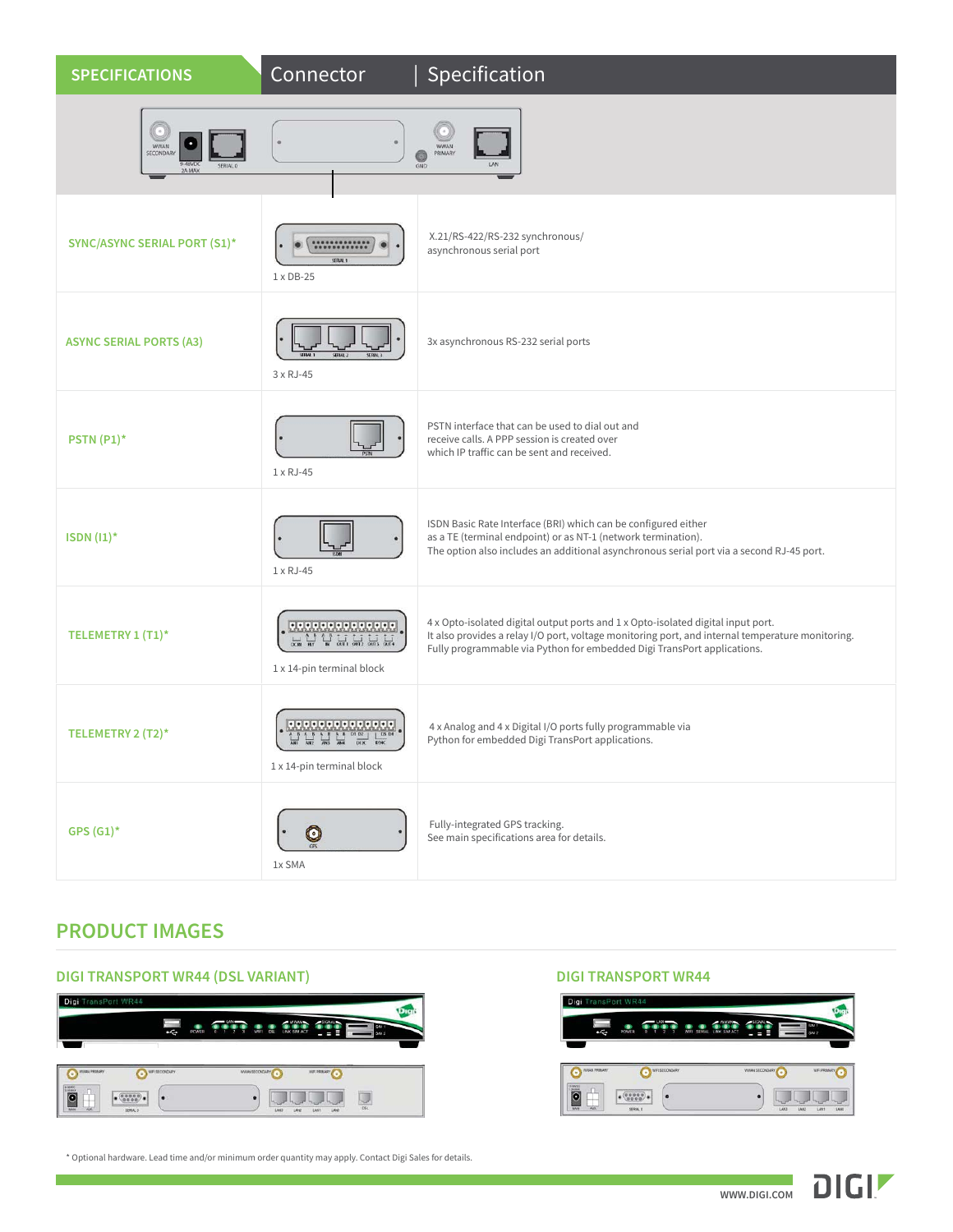| SPECIFICATIONS | Connector | Specification |
|---|---|---|
| SYNC/ASYNC SERIAL PORT (S1)* | 1 x DB-25 | X.21/RS-422/RS-232 synchronous/ asynchronous serial port |
| ASYNC SERIAL PORTS (A3) | 3 x RJ-45 | 3x asynchronous RS-232 serial ports |
| PSTN (P1)* | 1 x RJ-45 | PSTN interface that can be used to dial out and receive calls. A PPP session is created over which IP traffic can be sent and received. |
| ISDN (I1)* | 1 x RJ-45 | ISDN Basic Rate Interface (BRI) which can be configured either as a TE (terminal endpoint) or as NT-1 (network termination). The option also includes an additional asynchronous serial port via a second RJ-45 port. |
| TELEMETRY 1 (T1)* | 1 x 14-pin terminal block | 4 x Opto-isolated digital output ports and 1 x Opto-isolated digital input port. It also provides a relay I/O port, voltage monitoring port, and internal temperature monitoring. Fully programmable via Python for embedded Digi TransPort applications. |
| TELEMETRY 2 (T2)* | 1 x 14-pin terminal block | 4 x Analog and 4 x Digital I/O ports fully programmable via Python for embedded Digi TransPort applications. |
| GPS (G1)* | 1x SMA | Fully-integrated GPS tracking. See main specifications area for details. |

## PRODUCT IMAGES

### DIGI TRANSPORT WR44 (DSL VARIANT)

### DIGI TRANSPORT WR44

* Optional hardware. Lead time and/or minimum order quantity may apply. Contact Digi Sales for details.

WWW.DIGI.COM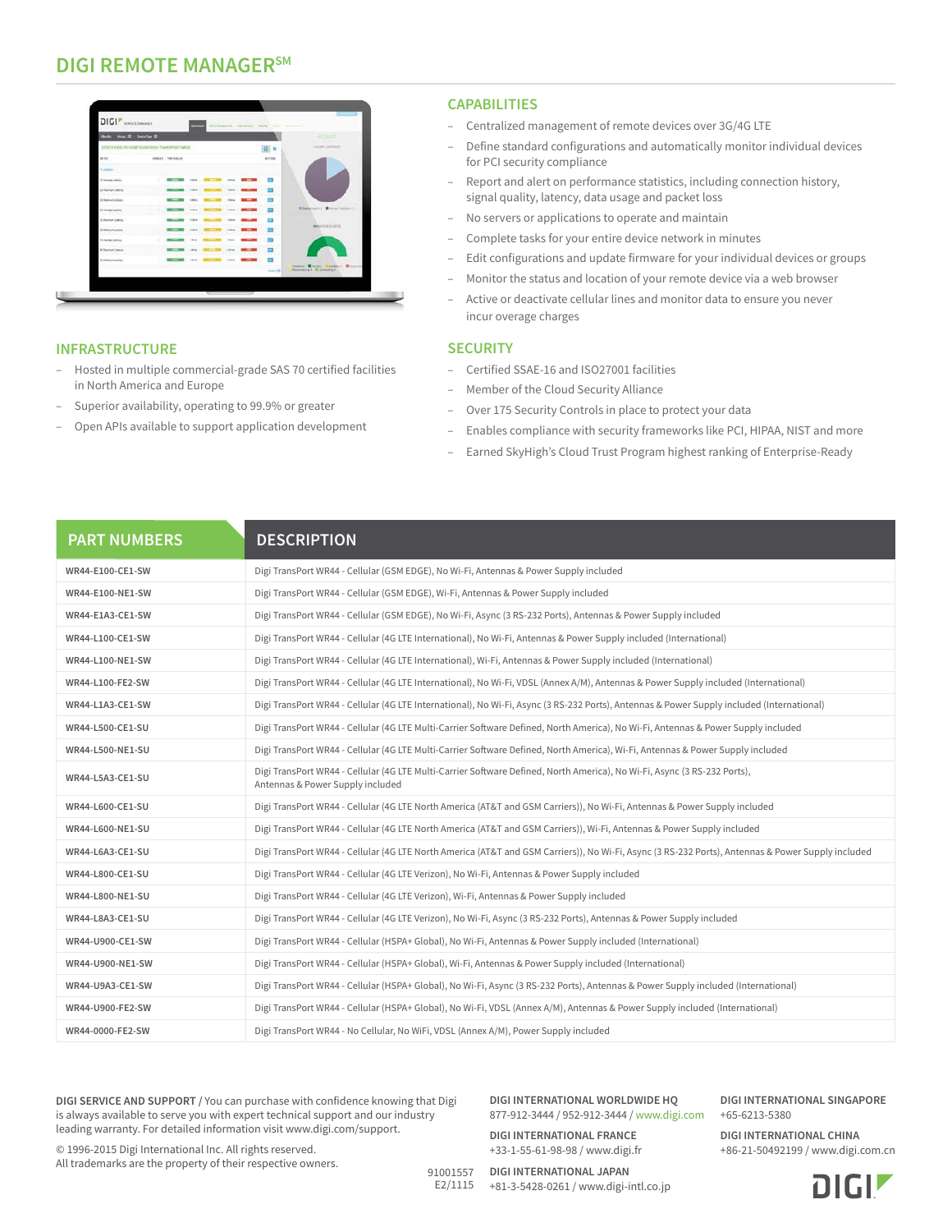## DIGI REMOTE MANAGER℠

### INFRASTRUCTURE

- Hosted in multiple commercial-grade SAS 70 certified facilities in North America and Europe
- Superior availability, operating to 99.9% or greater
- Open APIs available to support application development

### CAPABILITIES

- Centralized management of remote devices over 3G/4G LTE
- Define standard configurations and automatically monitor individual devices for PCI security compliance
- Report and alert on performance statistics, including connection history, signal quality, latency, data usage and packet loss
- No servers or applications to operate and maintain
- Complete tasks for your entire device network in minutes
- Edit configurations and update firmware for your individual devices or groups
- Monitor the status and location of your remote device via a web browser
- Active or deactivate cellular lines and monitor data to ensure you never incur overage charges

### SECURITY

- Certified SSAE-16 and ISO27001 facilities
- Member of the Cloud Security Alliance
- Over 175 Security Controls in place to protect your data
- Enables compliance with security frameworks like PCI, HIPAA, NIST and more
- Earned SkyHigh's Cloud Trust Program highest ranking of Enterprise-Ready

| PART NUMBERS | DESCRIPTION |
|---|---|
| WR44-E100-CE1-SW | Digi TransPort WR44 - Cellular (GSM EDGE), No Wi-Fi, Antennas & Power Supply included |
| WR44-E100-NE1-SW | Digi TransPort WR44 - Cellular (GSM EDGE), Wi-Fi, Antennas & Power Supply included |
| WR44-E1A3-CE1-SW | Digi TransPort WR44 - Cellular (GSM EDGE), No Wi-Fi, Async (3 RS-232 Ports), Antennas & Power Supply included |
| WR44-L100-CE1-SW | Digi TransPort WR44 - Cellular (4G LTE International), No Wi-Fi, Antennas & Power Supply included (International) |
| WR44-L100-NE1-SW | Digi TransPort WR44 - Cellular (4G LTE International), Wi-Fi, Antennas & Power Supply included (International) |
| WR44-L100-FE2-SW | Digi TransPort WR44 - Cellular (4G LTE International), No Wi-Fi, VDSL (Annex A/M), Antennas & Power Supply included (International) |
| WR44-L1A3-CE1-SW | Digi TransPort WR44 - Cellular (4G LTE International), No Wi-Fi, Async (3 RS-232 Ports), Antennas & Power Supply included (International) |
| WR44-L500-CE1-SU | Digi TransPort WR44 - Cellular (4G LTE Multi-Carrier Software Defined, North America), No Wi-Fi, Antennas & Power Supply included |
| WR44-L500-NE1-SU | Digi TransPort WR44 - Cellular (4G LTE Multi-Carrier Software Defined, North America), Wi-Fi, Antennas & Power Supply included |
| WR44-L5A3-CE1-SU | Digi TransPort WR44 - Cellular (4G LTE Multi-Carrier Software Defined, North America), No Wi-Fi, Async (3 RS-232 Ports), Antennas & Power Supply included |
| WR44-L600-CE1-SU | Digi TransPort WR44 - Cellular (4G LTE North America (AT&T and GSM Carriers)), No Wi-Fi, Antennas & Power Supply included |
| WR44-L600-NE1-SU | Digi TransPort WR44 - Cellular (4G LTE North America (AT&T and GSM Carriers)), Wi-Fi, Antennas & Power Supply included |
| WR44-L6A3-CE1-SU | Digi TransPort WR44 - Cellular (4G LTE North America (AT&T and GSM Carriers)), No Wi-Fi, Async (3 RS-232 Ports), Antennas & Power Supply included |
| WR44-L800-CE1-SU | Digi TransPort WR44 - Cellular (4G LTE Verizon), No Wi-Fi, Antennas & Power Supply included |
| WR44-L800-NE1-SU | Digi TransPort WR44 - Cellular (4G LTE Verizon), Wi-Fi, Antennas & Power Supply included |
| WR44-L8A3-CE1-SU | Digi TransPort WR44 - Cellular (4G LTE Verizon), No Wi-Fi, Async (3 RS-232 Ports), Antennas & Power Supply included |
| WR44-U900-CE1-SW | Digi TransPort WR44 - Cellular (HSPA+ Global), No Wi-Fi, Antennas & Power Supply included (International) |
| WR44-U900-NE1-SW | Digi TransPort WR44 - Cellular (HSPA+ Global), Wi-Fi, Antennas & Power Supply included (International) |
| WR44-U9A3-CE1-SW | Digi TransPort WR44 - Cellular (HSPA+ Global), No Wi-Fi, Async (3 RS-232 Ports), Antennas & Power Supply included (International) |
| WR44-U900-FE2-SW | Digi TransPort WR44 - Cellular (HSPA+ Global), No Wi-Fi, VDSL (Annex A/M), Antennas & Power Supply included (International) |
| WR44-0000-FE2-SW | Digi TransPort WR44 - No Cellular, No WiFi, VDSL (Annex A/M), Power Supply included |

**DIGI SERVICE AND SUPPORT** / You can purchase with confidence knowing that Digi is always available to serve you with expert technical support and our industry leading warranty. For detailed information visit www.digi.com/support.

© 1996-2015 Digi International Inc. All rights reserved.
All trademarks are the property of their respective owners.

91001557
E2/1115

**DIGI INTERNATIONAL WORLDWIDE HQ**
877-912-3444 / 952-912-3444 / www.digi.com

**DIGI INTERNATIONAL FRANCE**
+33-1-55-61-98-98 / www.digi.fr

**DIGI INTERNATIONAL JAPAN**
+81-3-5428-0261 / www.digi-intl.co.jp

**DIGI INTERNATIONAL SINGAPORE**
+65-6213-5380

**DIGI INTERNATIONAL CHINA**
+86-21-50492199 / www.digi.com.cn